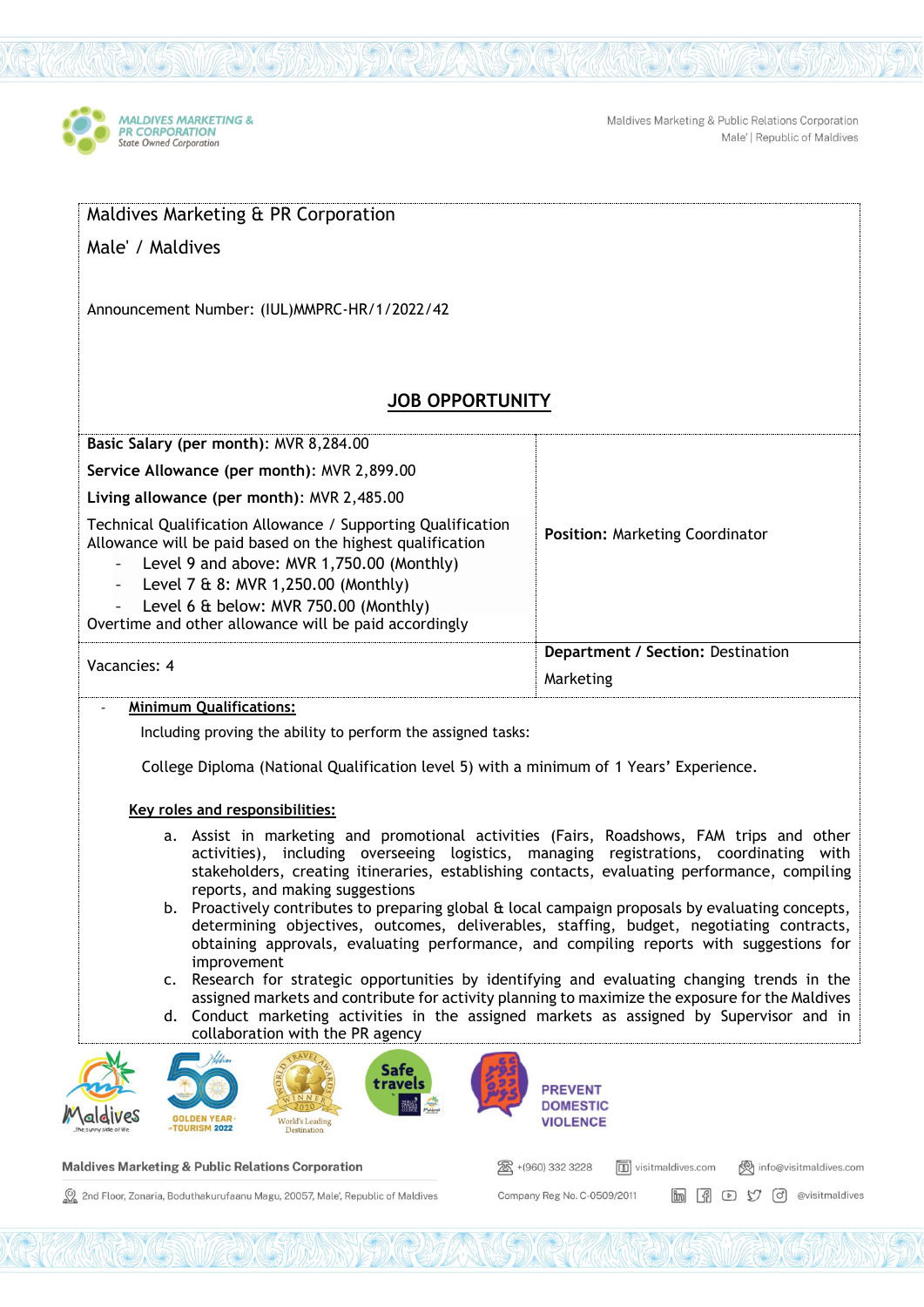Maldives Marketing & PR Corporation

Male' / Maldives

Announcement Number: (IUL)MMPRC-HR/1/2022/42

## JOB OPPORTUNITY

| | |
|---|---|
| **Basic Salary (per month)**: MVR 8,284.00<br>**Service Allowance (per month)**: MVR 2,899.00<br>**Living allowance (per month)**: MVR 2,485.00<br>Technical Qualification Allowance / Supporting Qualification Allowance will be paid based on the highest qualification<br>- Level 9 and above: MVR 1,750.00 (Monthly)<br>- Level 7 & 8: MVR 1,250.00 (Monthly)<br>- Level 6 & below: MVR 750.00 (Monthly)<br>Overtime and other allowance will be paid accordingly | **Position:** Marketing Coordinator |
| Vacancies: 4 | **Department / Section:** Destination Marketing |

- **Minimum Qualifications:**

  Including proving the ability to perform the assigned tasks:

  College Diploma (National Qualification level 5) with a minimum of 1 Years' Experience.

**Key roles and responsibilities:**

a. Assist in marketing and promotional activities (Fairs, Roadshows, FAM trips and other activities), including overseeing logistics, managing registrations, coordinating with stakeholders, creating itineraries, establishing contacts, evaluating performance, compiling reports, and making suggestions
b. Proactively contributes to preparing global & local campaign proposals by evaluating concepts, determining objectives, outcomes, deliverables, staffing, budget, negotiating contracts, obtaining approvals, evaluating performance, and compiling reports with suggestions for improvement
c. Research for strategic opportunities by identifying and evaluating changing trends in the assigned markets and contribute for activity planning to maximize the exposure for the Maldives
d. Conduct marketing activities in the assigned markets as assigned by Supervisor and in collaboration with the PR agency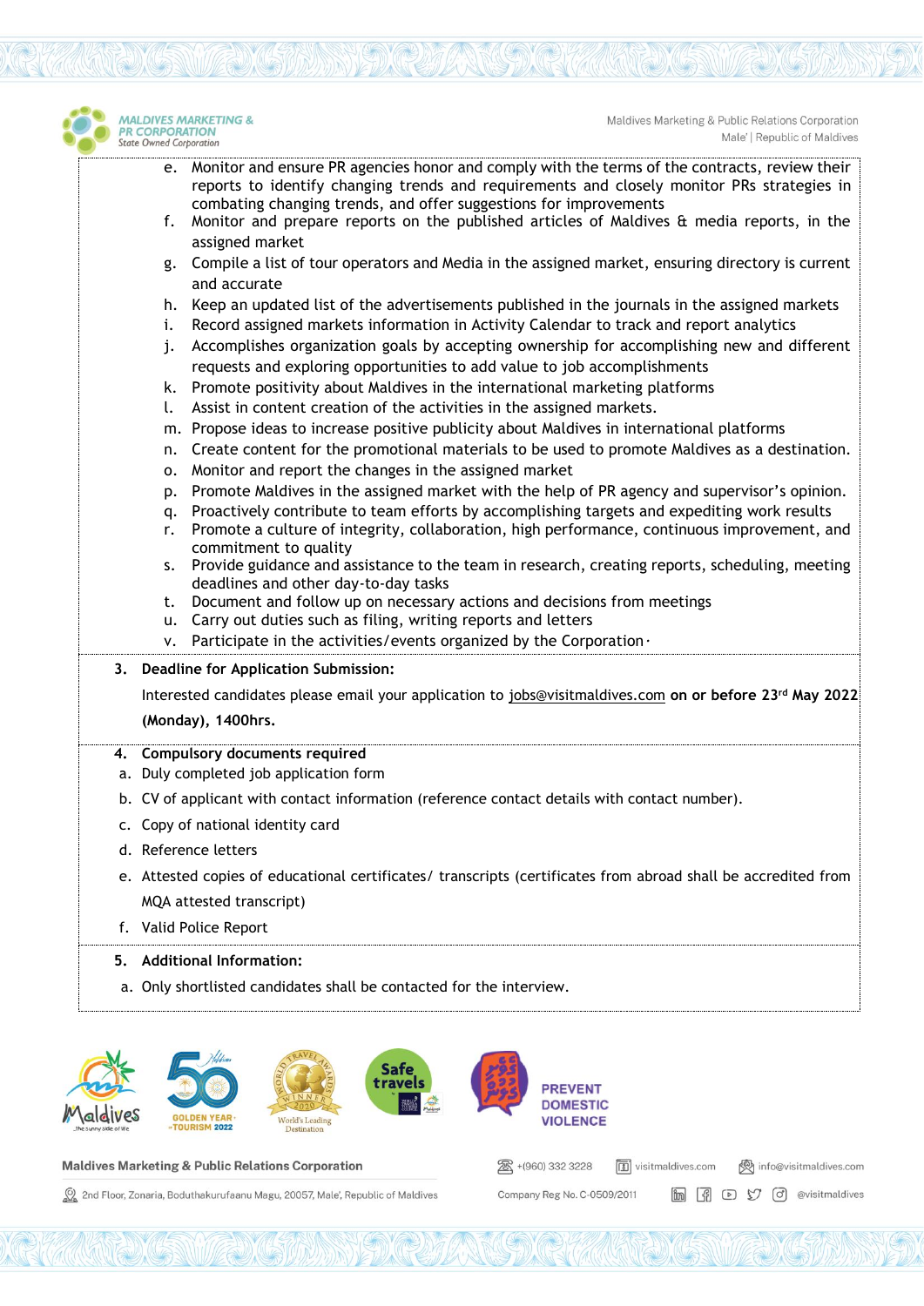e. Monitor and ensure PR agencies honor and comply with the terms of the contracts, review their reports to identify changing trends and requirements and closely monitor PRs strategies in combating changing trends, and offer suggestions for improvements
f. Monitor and prepare reports on the published articles of Maldives & media reports, in the assigned market
g. Compile a list of tour operators and Media in the assigned market, ensuring directory is current and accurate
h. Keep an updated list of the advertisements published in the journals in the assigned markets
i. Record assigned markets information in Activity Calendar to track and report analytics
j. Accomplishes organization goals by accepting ownership for accomplishing new and different requests and exploring opportunities to add value to job accomplishments
k. Promote positivity about Maldives in the international marketing platforms
l. Assist in content creation of the activities in the assigned markets.
m. Propose ideas to increase positive publicity about Maldives in international platforms
n. Create content for the promotional materials to be used to promote Maldives as a destination.
o. Monitor and report the changes in the assigned market
p. Promote Maldives in the assigned market with the help of PR agency and supervisor's opinion.
q. Proactively contribute to team efforts by accomplishing targets and expediting work results
r. Promote a culture of integrity, collaboration, high performance, continuous improvement, and commitment to quality
s. Provide guidance and assistance to the team in research, creating reports, scheduling, meeting deadlines and other day-to-day tasks
t. Document and follow up on necessary actions and decisions from meetings
u. Carry out duties such as filing, writing reports and letters
v. Participate in the activities/events organized by the Corporation·

**3. Deadline for Application Submission:**

Interested candidates please email your application to jobs@visitmaldives.com **on or before 23rd May 2022 (Monday), 1400hrs.**

**4. Compulsory documents required**

a. Duly completed job application form
b. CV of applicant with contact information (reference contact details with contact number).
c. Copy of national identity card
d. Reference letters
e. Attested copies of educational certificates/ transcripts (certificates from abroad shall be accredited from MQA attested transcript)
f. Valid Police Report

**5. Additional Information:**

a. Only shortlisted candidates shall be contacted for the interview.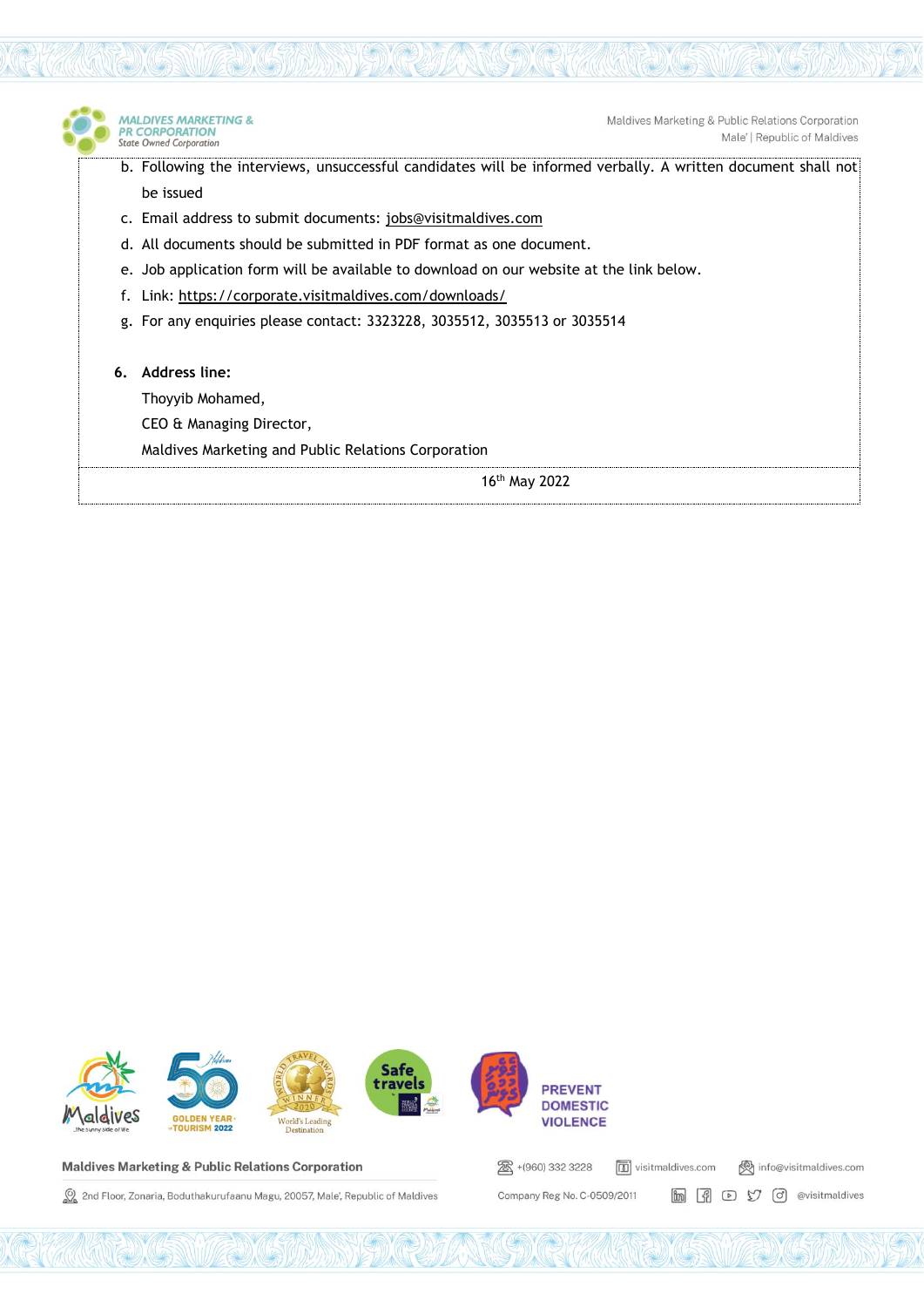b. Following the interviews, unsuccessful candidates will be informed verbally. A written document shall not be issued

c. Email address to submit documents: jobs@visitmaldives.com

d. All documents should be submitted in PDF format as one document.

e. Job application form will be available to download on our website at the link below.

f. Link: https://corporate.visitmaldives.com/downloads/

g. For any enquiries please contact: 3323228, 3035512, 3035513 or 3035514

6. **Address line:**

   Thoyyib Mohamed,

   CEO & Managing Director,

   Maldives Marketing and Public Relations Corporation

16th May 2022